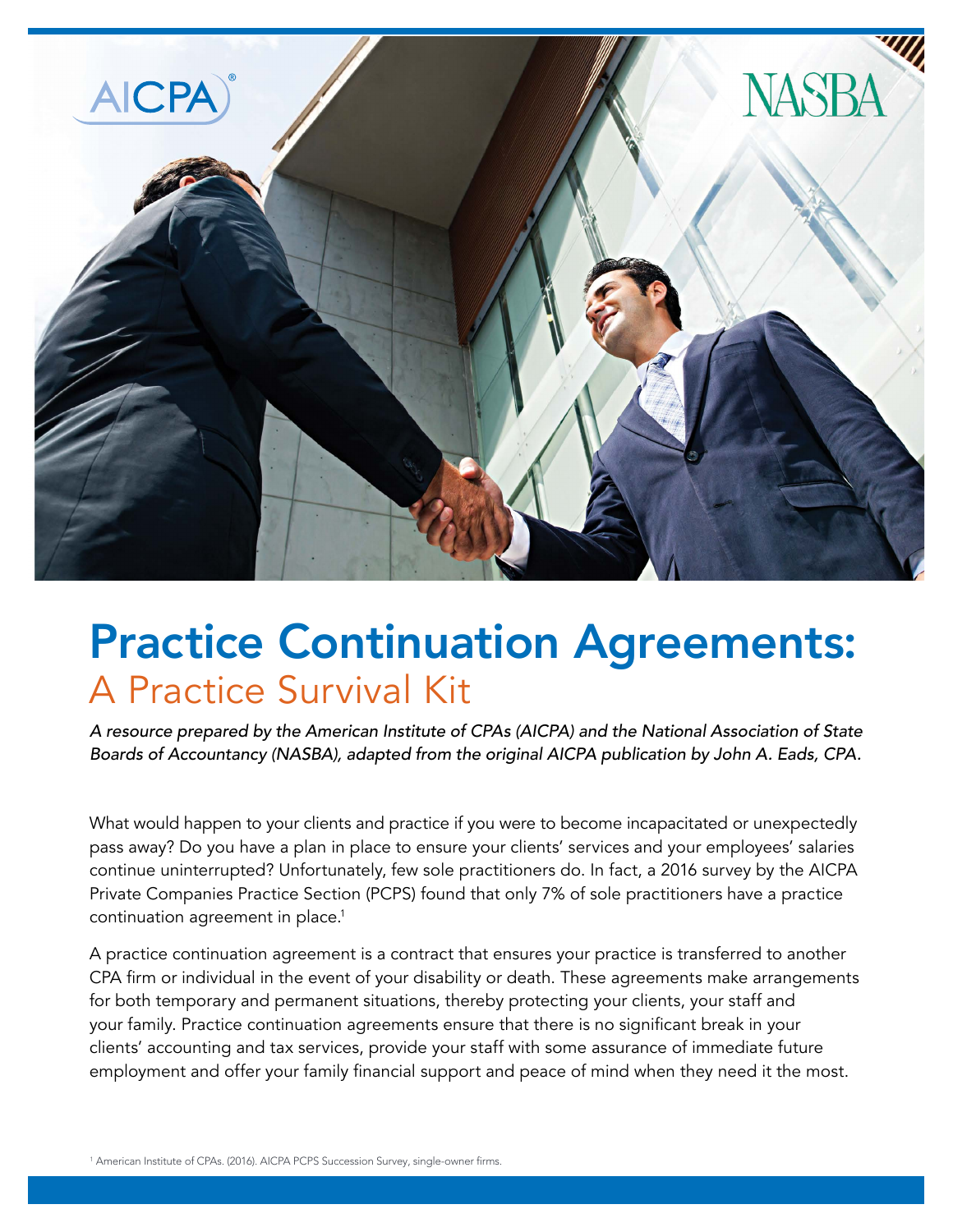AICPA

NASBA

# Practice Continuation Agreements:

## A Practice Survival Kit

*A resource prepared by the American Institute of CPAs (AICPA) and the National Association of State Boards of Accountancy (NASBA), adapted from the original AICPA publication by John A. Eads, CPA.*

What would happen to your clients and practice if you were to become incapacitated or unexpectedly pass away? Do you have a plan in place to ensure your clients' services and your employees' salaries continue uninterrupted? Unfortunately, few sole practitioners do. In fact, a 2016 survey by the AICPA Private Companies Practice Section (PCPS) found that only 7% of sole practitioners have a practice continuation agreement in place.[1]

A practice continuation agreement is a contract that ensures your practice is transferred to another CPA firm or individual in the event of your disability or death. These agreements make arrangements for both temporary and permanent situations, thereby protecting your clients, your staff and your family. Practice continuation agreements ensure that there is no significant break in your clients' accounting and tax services, provide your staff with some assurance of immediate future employment and offer your family financial support and peace of mind when they need it the most.

[1] American Institute of CPAs. (2016). AICPA PCPS Succession Survey, single-owner firms.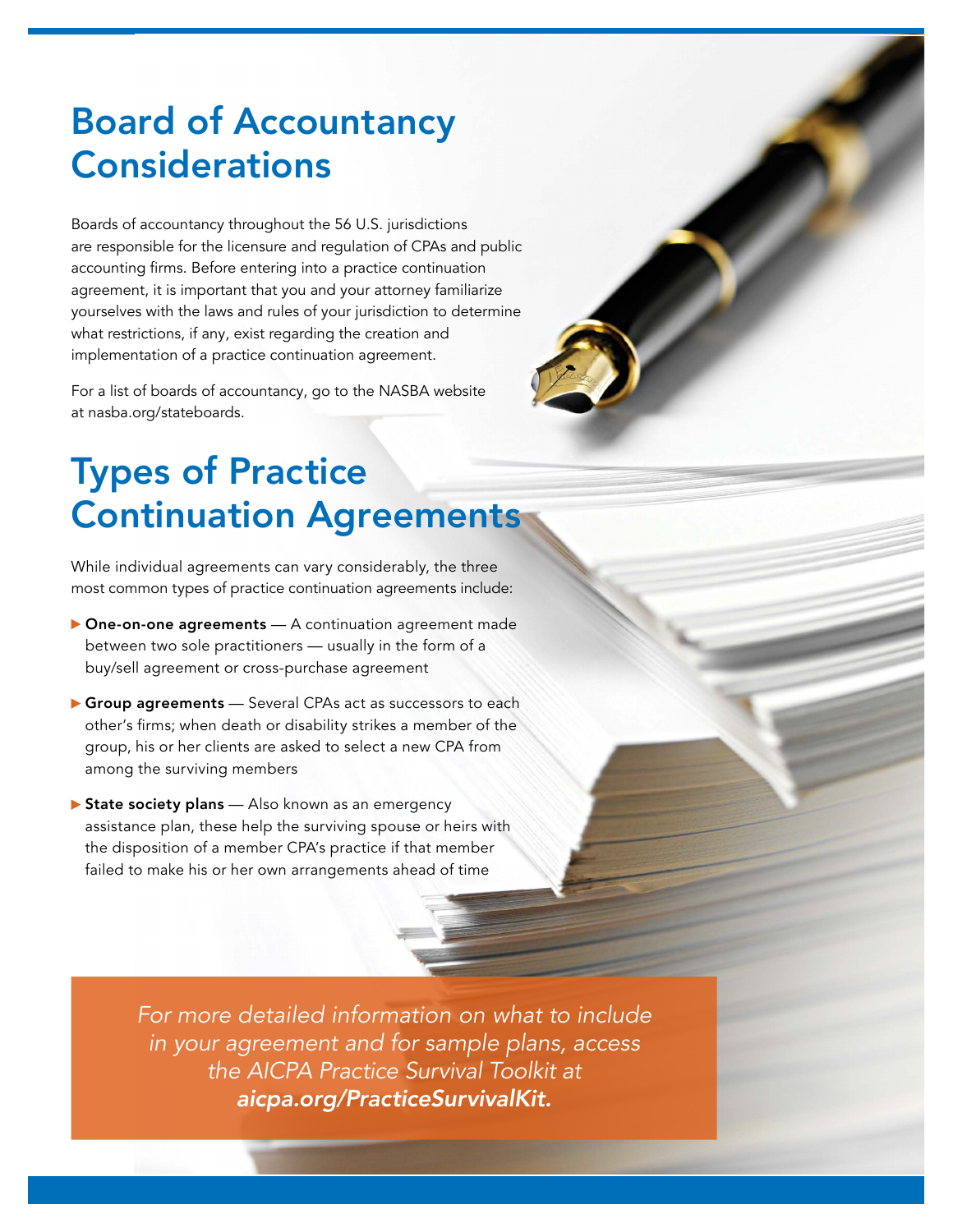# Board of Accountancy Considerations

Boards of accountancy throughout the 56 U.S. jurisdictions are responsible for the licensure and regulation of CPAs and public accounting firms. Before entering into a practice continuation agreement, it is important that you and your attorney familiarize yourselves with the laws and rules of your jurisdiction to determine what restrictions, if any, exist regarding the creation and implementation of a practice continuation agreement.

For a list of boards of accountancy, go to the NASBA website at nasba.org/stateboards.

# Types of Practice Continuation Agreements

While individual agreements can vary considerably, the three most common types of practice continuation agreements include:

- **One-on-one agreements** — A continuation agreement made between two sole practitioners — usually in the form of a buy/sell agreement or cross-purchase agreement
- **Group agreements** — Several CPAs act as successors to each other's firms; when death or disability strikes a member of the group, his or her clients are asked to select a new CPA from among the surviving members
- **State society plans** — Also known as an emergency assistance plan, these help the surviving spouse or heirs with the disposition of a member CPA's practice if that member failed to make his or her own arrangements ahead of time

*For more detailed information on what to include in your agreement and for sample plans, access the AICPA Practice Survival Toolkit at* ***aicpa.org/PracticeSurvivalKit.***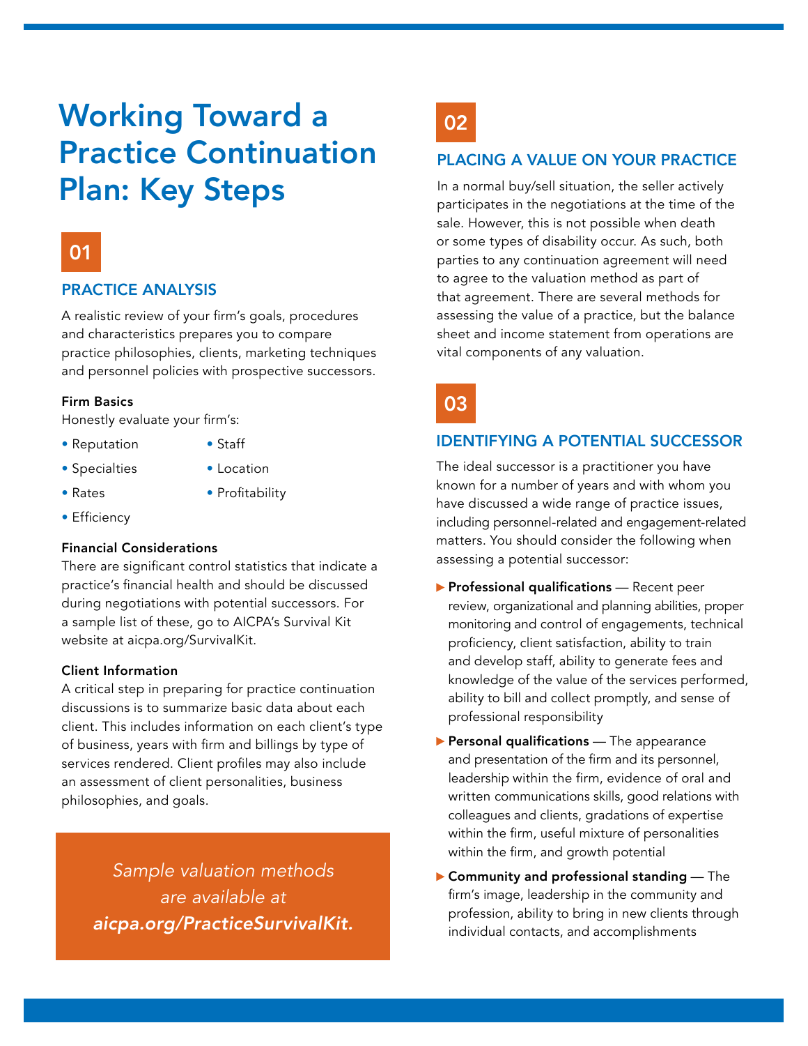# Working Toward a Practice Continuation Plan: Key Steps

## 01

## PRACTICE ANALYSIS

A realistic review of your firm's goals, procedures and characteristics prepares you to compare practice philosophies, clients, marketing techniques and personnel policies with prospective successors.

### Firm Basics

Honestly evaluate your firm's:

- Reputation
- Specialties
- Rates
- Efficiency
- Staff
- Location
- Profitability

### Financial Considerations

There are significant control statistics that indicate a practice's financial health and should be discussed during negotiations with potential successors. For a sample list of these, go to AICPA's Survival Kit website at aicpa.org/SurvivalKit.

### Client Information

A critical step in preparing for practice continuation discussions is to summarize basic data about each client. This includes information on each client's type of business, years with firm and billings by type of services rendered. Client profiles may also include an assessment of client personalities, business philosophies, and goals.

*Sample valuation methods are available at* ***aicpa.org/PracticeSurvivalKit.***

## 02

## PLACING A VALUE ON YOUR PRACTICE

In a normal buy/sell situation, the seller actively participates in the negotiations at the time of the sale. However, this is not possible when death or some types of disability occur. As such, both parties to any continuation agreement will need to agree to the valuation method as part of that agreement. There are several methods for assessing the value of a practice, but the balance sheet and income statement from operations are vital components of any valuation.

## 03

## IDENTIFYING A POTENTIAL SUCCESSOR

The ideal successor is a practitioner you have known for a number of years and with whom you have discussed a wide range of practice issues, including personnel-related and engagement-related matters. You should consider the following when assessing a potential successor:

- **Professional qualifications** — Recent peer review, organizational and planning abilities, proper monitoring and control of engagements, technical proficiency, client satisfaction, ability to train and develop staff, ability to generate fees and knowledge of the value of the services performed, ability to bill and collect promptly, and sense of professional responsibility
- **Personal qualifications** — The appearance and presentation of the firm and its personnel, leadership within the firm, evidence of oral and written communications skills, good relations with colleagues and clients, gradations of expertise within the firm, useful mixture of personalities within the firm, and growth potential
- **Community and professional standing** — The firm's image, leadership in the community and profession, ability to bring in new clients through individual contacts, and accomplishments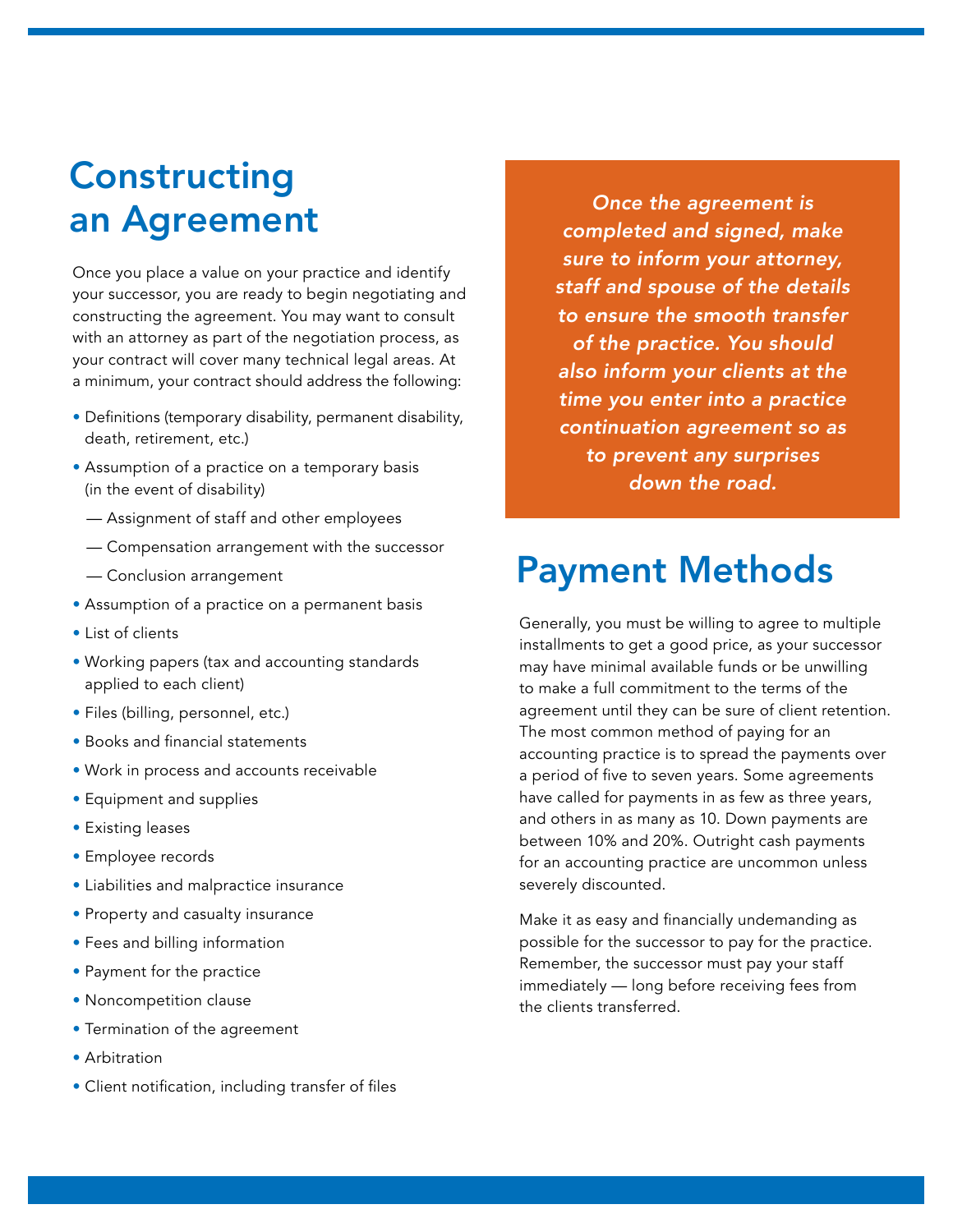## Constructing an Agreement

Once you place a value on your practice and identify your successor, you are ready to begin negotiating and constructing the agreement. You may want to consult with an attorney as part of the negotiation process, as your contract will cover many technical legal areas. At a minimum, your contract should address the following:

- Definitions (temporary disability, permanent disability, death, retirement, etc.)
- Assumption of a practice on a temporary basis (in the event of disability)
  - Assignment of staff and other employees
  - Compensation arrangement with the successor
  - Conclusion arrangement
- Assumption of a practice on a permanent basis
- List of clients
- Working papers (tax and accounting standards applied to each client)
- Files (billing, personnel, etc.)
- Books and financial statements
- Work in process and accounts receivable
- Equipment and supplies
- Existing leases
- Employee records
- Liabilities and malpractice insurance
- Property and casualty insurance
- Fees and billing information
- Payment for the practice
- Noncompetition clause
- Termination of the agreement
- Arbitration
- Client notification, including transfer of files

***Once the agreement is completed and signed, make sure to inform your attorney, staff and spouse of the details to ensure the smooth transfer of the practice. You should also inform your clients at the time you enter into a practice continuation agreement so as to prevent any surprises down the road.***

## Payment Methods

Generally, you must be willing to agree to multiple installments to get a good price, as your successor may have minimal available funds or be unwilling to make a full commitment to the terms of the agreement until they can be sure of client retention. The most common method of paying for an accounting practice is to spread the payments over a period of five to seven years. Some agreements have called for payments in as few as three years, and others in as many as 10. Down payments are between 10% and 20%. Outright cash payments for an accounting practice are uncommon unless severely discounted.

Make it as easy and financially undemanding as possible for the successor to pay for the practice. Remember, the successor must pay your staff immediately — long before receiving fees from the clients transferred.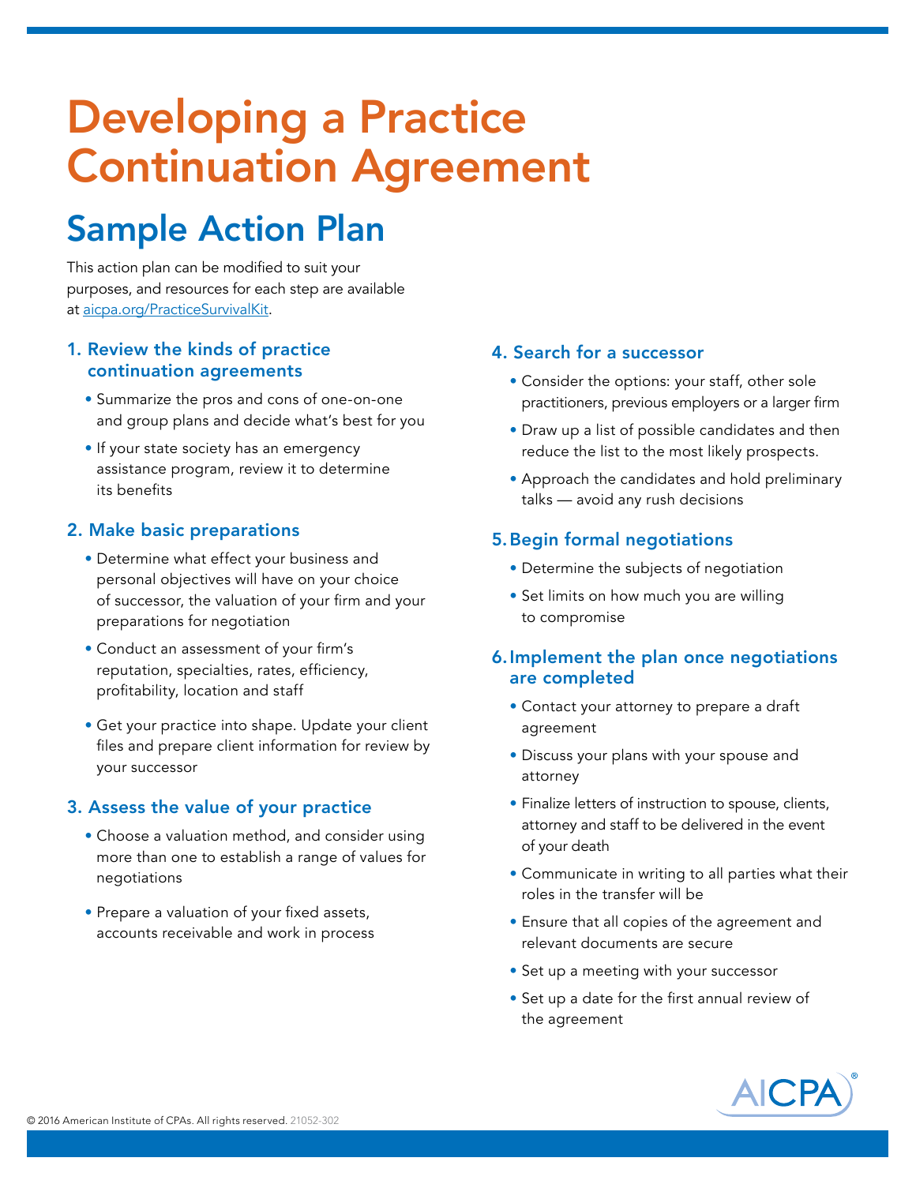# Developing a Practice Continuation Agreement

## Sample Action Plan

This action plan can be modified to suit your purposes, and resources for each step are available at aicpa.org/PracticeSurvivalKit.

### 1. Review the kinds of practice continuation agreements

- Summarize the pros and cons of one-on-one and group plans and decide what's best for you
- If your state society has an emergency assistance program, review it to determine its benefits

### 2. Make basic preparations

- Determine what effect your business and personal objectives will have on your choice of successor, the valuation of your firm and your preparations for negotiation
- Conduct an assessment of your firm's reputation, specialties, rates, efficiency, profitability, location and staff
- Get your practice into shape. Update your client files and prepare client information for review by your successor

### 3. Assess the value of your practice

- Choose a valuation method, and consider using more than one to establish a range of values for negotiations
- Prepare a valuation of your fixed assets, accounts receivable and work in process

### 4. Search for a successor

- Consider the options: your staff, other sole practitioners, previous employers or a larger firm
- Draw up a list of possible candidates and then reduce the list to the most likely prospects.
- Approach the candidates and hold preliminary talks — avoid any rush decisions

### 5. Begin formal negotiations

- Determine the subjects of negotiation
- Set limits on how much you are willing to compromise

### 6. Implement the plan once negotiations are completed

- Contact your attorney to prepare a draft agreement
- Discuss your plans with your spouse and attorney
- Finalize letters of instruction to spouse, clients, attorney and staff to be delivered in the event of your death
- Communicate in writing to all parties what their roles in the transfer will be
- Ensure that all copies of the agreement and relevant documents are secure
- Set up a meeting with your successor
- Set up a date for the first annual review of the agreement

© 2016 American Institute of CPAs. All rights reserved. 21052-302